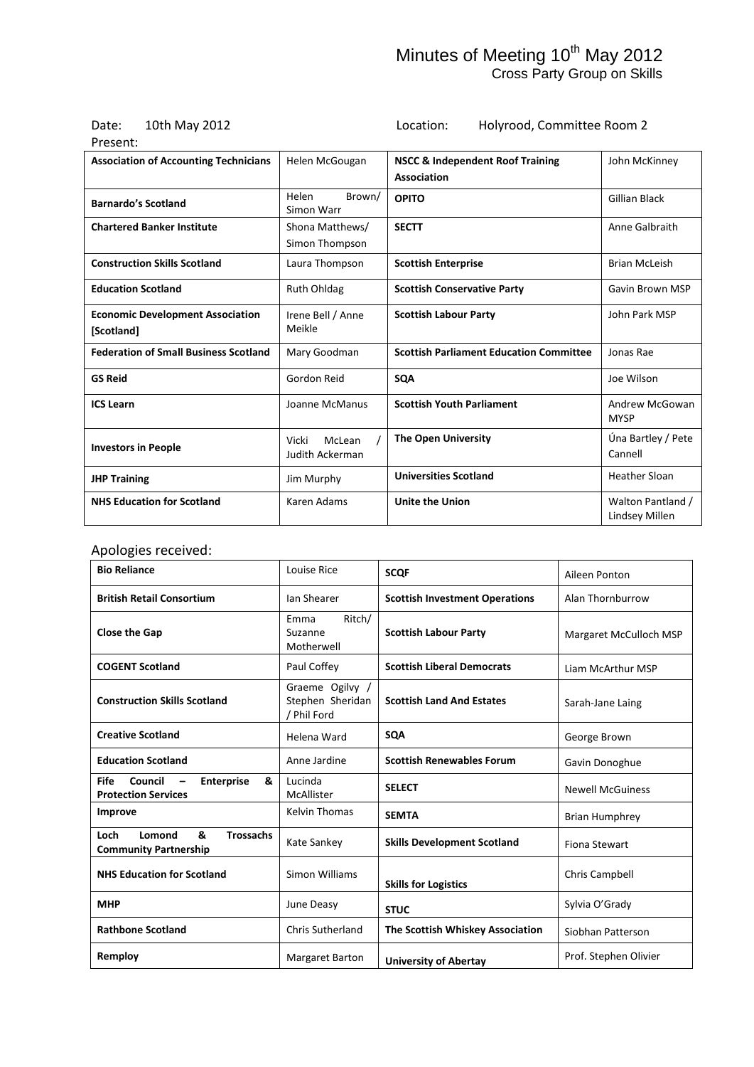# Minutes of Meeting 10th May 2012

## Cross Party Group on Skills

Date: 10th May 2012

Location: Holyrood, Committee Room 2

Present:

| | | | |
|---|---|---|---|
| **Association of Accounting Technicians** | Helen McGougan | **NSCC & Independent Roof Training Association** | John McKinney |
| **Barnardo's Scotland** | Helen Brown/ Simon Warr | **OPITO** | Gillian Black |
| **Chartered Banker Institute** | Shona Matthews/ Simon Thompson | **SECTT** | Anne Galbraith |
| **Construction Skills Scotland** | Laura Thompson | **Scottish Enterprise** | Brian McLeish |
| **Education Scotland** | Ruth Ohldag | **Scottish Conservative Party** | Gavin Brown MSP |
| **Economic Development Association [Scotland]** | Irene Bell / Anne Meikle | **Scottish Labour Party** | John Park MSP |
| **Federation of Small Business Scotland** | Mary Goodman | **Scottish Parliament Education Committee** | Jonas Rae |
| **GS Reid** | Gordon Reid | **SQA** | Joe Wilson |
| **ICS Learn** | Joanne McManus | **Scottish Youth Parliament** | Andrew McGowan MYSP |
| **Investors in People** | Vicki McLean / Judith Ackerman | **The Open University** | Úna Bartley / Pete Cannell |
| **JHP Training** | Jim Murphy | **Universities Scotland** | Heather Sloan |
| **NHS Education for Scotland** | Karen Adams | **Unite the Union** | Walton Pantland / Lindsey Millen |

Apologies received:

| | | | |
|---|---|---|---|
| **Bio Reliance** | Louise Rice | **SCQF** | Aileen Ponton |
| **British Retail Consortium** | Ian Shearer | **Scottish Investment Operations** | Alan Thornburrow |
| **Close the Gap** | Emma Ritch/ Suzanne Motherwell | **Scottish Labour Party** | Margaret McCulloch MSP |
| **COGENT Scotland** | Paul Coffey | **Scottish Liberal Democrats** | Liam McArthur MSP |
| **Construction Skills Scotland** | Graeme Ogilvy / Stephen Sheridan / Phil Ford | **Scottish Land And Estates** | Sarah-Jane Laing |
| **Creative Scotland** | Helena Ward | **SQA** | George Brown |
| **Education Scotland** | Anne Jardine | **Scottish Renewables Forum** | Gavin Donoghue |
| **Fife Council – Enterprise & Protection Services** | Lucinda McAllister | **SELECT** | Newell McGuiness |
| **Improve** | Kelvin Thomas | **SEMTA** | Brian Humphrey |
| **Loch Lomond & Trossachs Community Partnership** | Kate Sankey | **Skills Development Scotland** | Fiona Stewart |
| **NHS Education for Scotland** | Simon Williams | **Skills for Logistics** | Chris Campbell |
| **MHP** | June Deasy | **STUC** | Sylvia O'Grady |
| **Rathbone Scotland** | Chris Sutherland | **The Scottish Whiskey Association** | Siobhan Patterson |
| **Remploy** | Margaret Barton | **University of Abertay** | Prof. Stephen Olivier |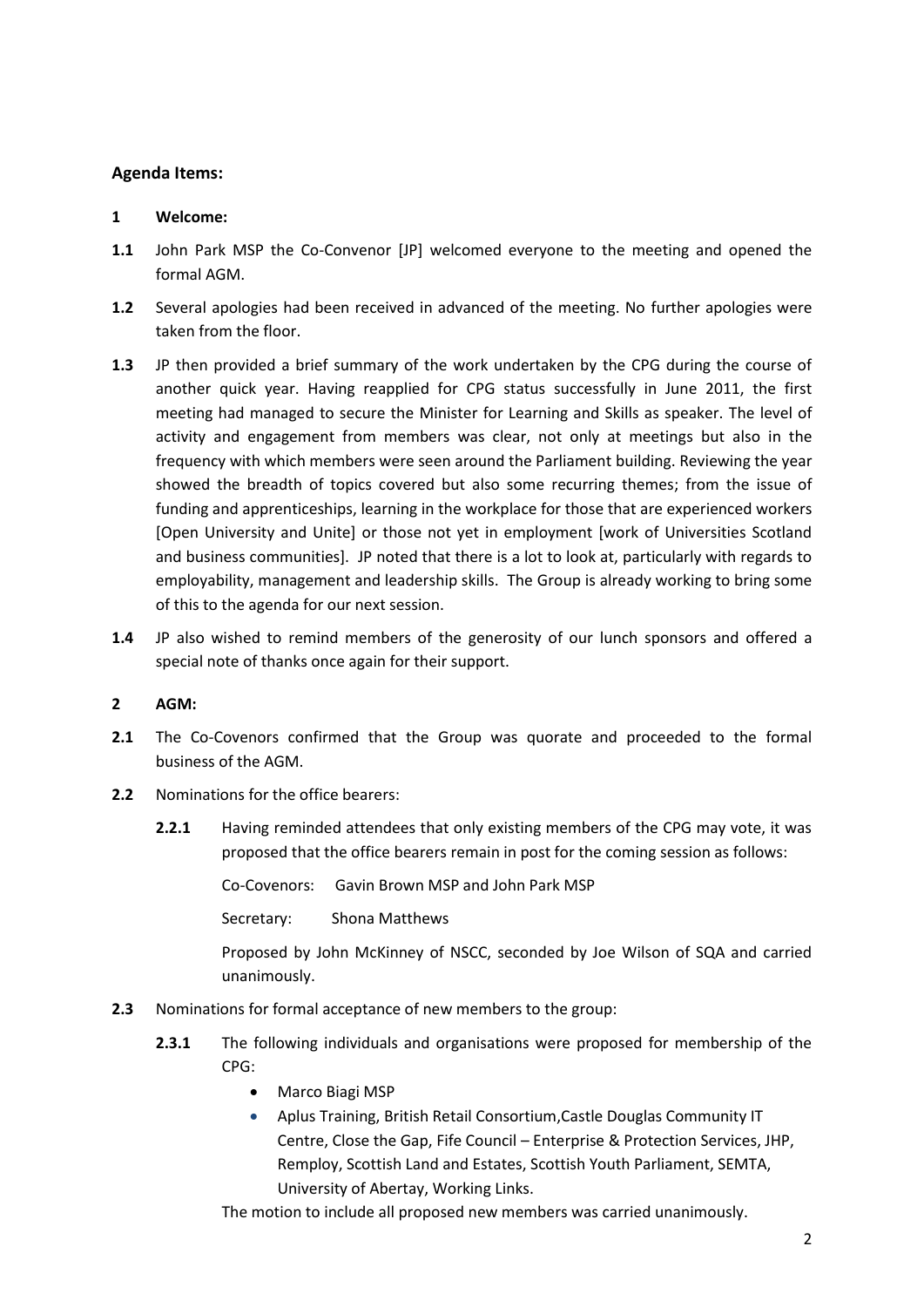## Agenda Items:

**1 Welcome:**

**1.1** John Park MSP the Co-Convenor [JP] welcomed everyone to the meeting and opened the formal AGM.

**1.2** Several apologies had been received in advanced of the meeting. No further apologies were taken from the floor.

**1.3** JP then provided a brief summary of the work undertaken by the CPG during the course of another quick year. Having reapplied for CPG status successfully in June 2011, the first meeting had managed to secure the Minister for Learning and Skills as speaker. The level of activity and engagement from members was clear, not only at meetings but also in the frequency with which members were seen around the Parliament building. Reviewing the year showed the breadth of topics covered but also some recurring themes; from the issue of funding and apprenticeships, learning in the workplace for those that are experienced workers [Open University and Unite] or those not yet in employment [work of Universities Scotland and business communities]. JP noted that there is a lot to look at, particularly with regards to employability, management and leadership skills. The Group is already working to bring some of this to the agenda for our next session.

**1.4** JP also wished to remind members of the generosity of our lunch sponsors and offered a special note of thanks once again for their support.

**2 AGM:**

**2.1** The Co-Covenors confirmed that the Group was quorate and proceeded to the formal business of the AGM.

**2.2** Nominations for the office bearers:

**2.2.1** Having reminded attendees that only existing members of the CPG may vote, it was proposed that the office bearers remain in post for the coming session as follows:

Co-Covenors: Gavin Brown MSP and John Park MSP

Secretary: Shona Matthews

Proposed by John McKinney of NSCC, seconded by Joe Wilson of SQA and carried unanimously.

**2.3** Nominations for formal acceptance of new members to the group:

**2.3.1** The following individuals and organisations were proposed for membership of the CPG:

- Marco Biagi MSP
- Aplus Training, British Retail Consortium,Castle Douglas Community IT Centre, Close the Gap, Fife Council – Enterprise & Protection Services, JHP, Remploy, Scottish Land and Estates, Scottish Youth Parliament, SEMTA, University of Abertay, Working Links.

The motion to include all proposed new members was carried unanimously.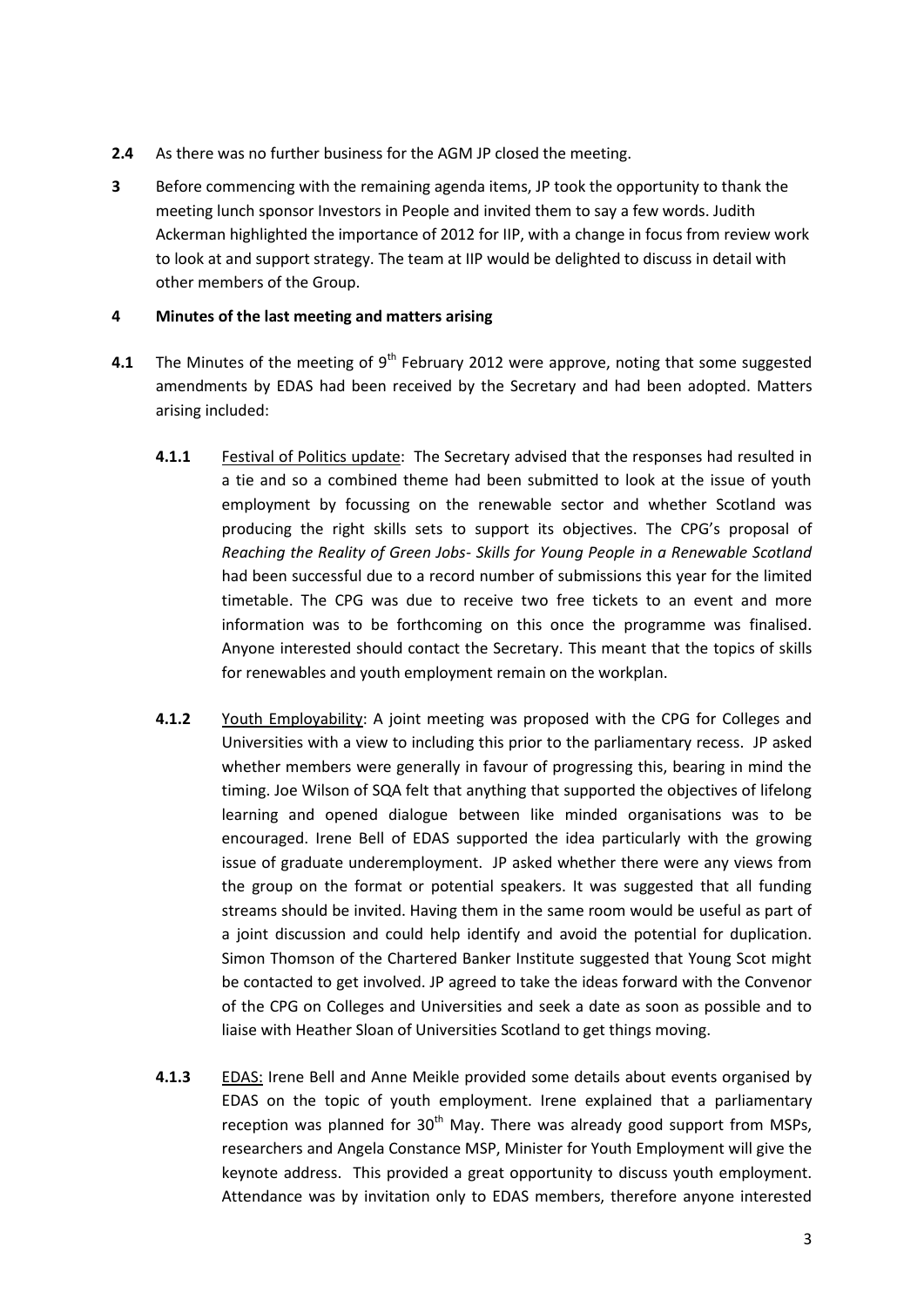**2.4** As there was no further business for the AGM JP closed the meeting.

**3** Before commencing with the remaining agenda items, JP took the opportunity to thank the meeting lunch sponsor Investors in People and invited them to say a few words. Judith Ackerman highlighted the importance of 2012 for IIP, with a change in focus from review work to look at and support strategy. The team at IIP would be delighted to discuss in detail with other members of the Group.

**4 Minutes of the last meeting and matters arising**

**4.1** The Minutes of the meeting of 9th February 2012 were approve, noting that some suggested amendments by EDAS had been received by the Secretary and had been adopted. Matters arising included:

**4.1.1** Festival of Politics update: The Secretary advised that the responses had resulted in a tie and so a combined theme had been submitted to look at the issue of youth employment by focussing on the renewable sector and whether Scotland was producing the right skills sets to support its objectives. The CPG's proposal of *Reaching the Reality of Green Jobs- Skills for Young People in a Renewable Scotland* had been successful due to a record number of submissions this year for the limited timetable. The CPG was due to receive two free tickets to an event and more information was to be forthcoming on this once the programme was finalised. Anyone interested should contact the Secretary. This meant that the topics of skills for renewables and youth employment remain on the workplan.

**4.1.2** Youth Employability: A joint meeting was proposed with the CPG for Colleges and Universities with a view to including this prior to the parliamentary recess. JP asked whether members were generally in favour of progressing this, bearing in mind the timing. Joe Wilson of SQA felt that anything that supported the objectives of lifelong learning and opened dialogue between like minded organisations was to be encouraged. Irene Bell of EDAS supported the idea particularly with the growing issue of graduate underemployment. JP asked whether there were any views from the group on the format or potential speakers. It was suggested that all funding streams should be invited. Having them in the same room would be useful as part of a joint discussion and could help identify and avoid the potential for duplication. Simon Thomson of the Chartered Banker Institute suggested that Young Scot might be contacted to get involved. JP agreed to take the ideas forward with the Convenor of the CPG on Colleges and Universities and seek a date as soon as possible and to liaise with Heather Sloan of Universities Scotland to get things moving.

**4.1.3** EDAS: Irene Bell and Anne Meikle provided some details about events organised by EDAS on the topic of youth employment. Irene explained that a parliamentary reception was planned for 30th May. There was already good support from MSPs, researchers and Angela Constance MSP, Minister for Youth Employment will give the keynote address. This provided a great opportunity to discuss youth employment. Attendance was by invitation only to EDAS members, therefore anyone interested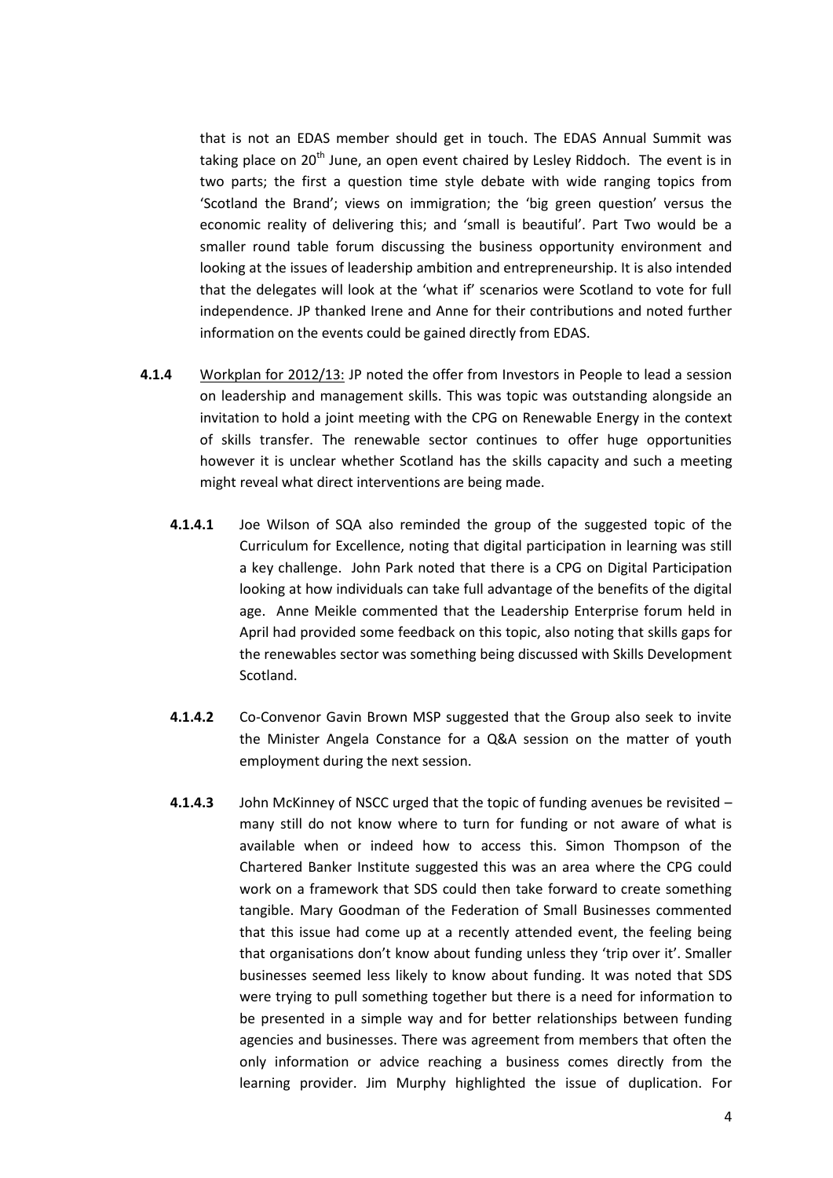that is not an EDAS member should get in touch. The EDAS Annual Summit was taking place on 20th June, an open event chaired by Lesley Riddoch. The event is in two parts; the first a question time style debate with wide ranging topics from 'Scotland the Brand'; views on immigration; the 'big green question' versus the economic reality of delivering this; and 'small is beautiful'. Part Two would be a smaller round table forum discussing the business opportunity environment and looking at the issues of leadership ambition and entrepreneurship. It is also intended that the delegates will look at the 'what if' scenarios were Scotland to vote for full independence. JP thanked Irene and Anne for their contributions and noted further information on the events could be gained directly from EDAS.

**4.1.4** Workplan for 2012/13: JP noted the offer from Investors in People to lead a session on leadership and management skills. This was topic was outstanding alongside an invitation to hold a joint meeting with the CPG on Renewable Energy in the context of skills transfer. The renewable sector continues to offer huge opportunities however it is unclear whether Scotland has the skills capacity and such a meeting might reveal what direct interventions are being made.

**4.1.4.1** Joe Wilson of SQA also reminded the group of the suggested topic of the Curriculum for Excellence, noting that digital participation in learning was still a key challenge. John Park noted that there is a CPG on Digital Participation looking at how individuals can take full advantage of the benefits of the digital age. Anne Meikle commented that the Leadership Enterprise forum held in April had provided some feedback on this topic, also noting that skills gaps for the renewables sector was something being discussed with Skills Development Scotland.

**4.1.4.2** Co-Convenor Gavin Brown MSP suggested that the Group also seek to invite the Minister Angela Constance for a Q&A session on the matter of youth employment during the next session.

**4.1.4.3** John McKinney of NSCC urged that the topic of funding avenues be revisited – many still do not know where to turn for funding or not aware of what is available when or indeed how to access this. Simon Thompson of the Chartered Banker Institute suggested this was an area where the CPG could work on a framework that SDS could then take forward to create something tangible. Mary Goodman of the Federation of Small Businesses commented that this issue had come up at a recently attended event, the feeling being that organisations don't know about funding unless they 'trip over it'. Smaller businesses seemed less likely to know about funding. It was noted that SDS were trying to pull something together but there is a need for information to be presented in a simple way and for better relationships between funding agencies and businesses. There was agreement from members that often the only information or advice reaching a business comes directly from the learning provider. Jim Murphy highlighted the issue of duplication. For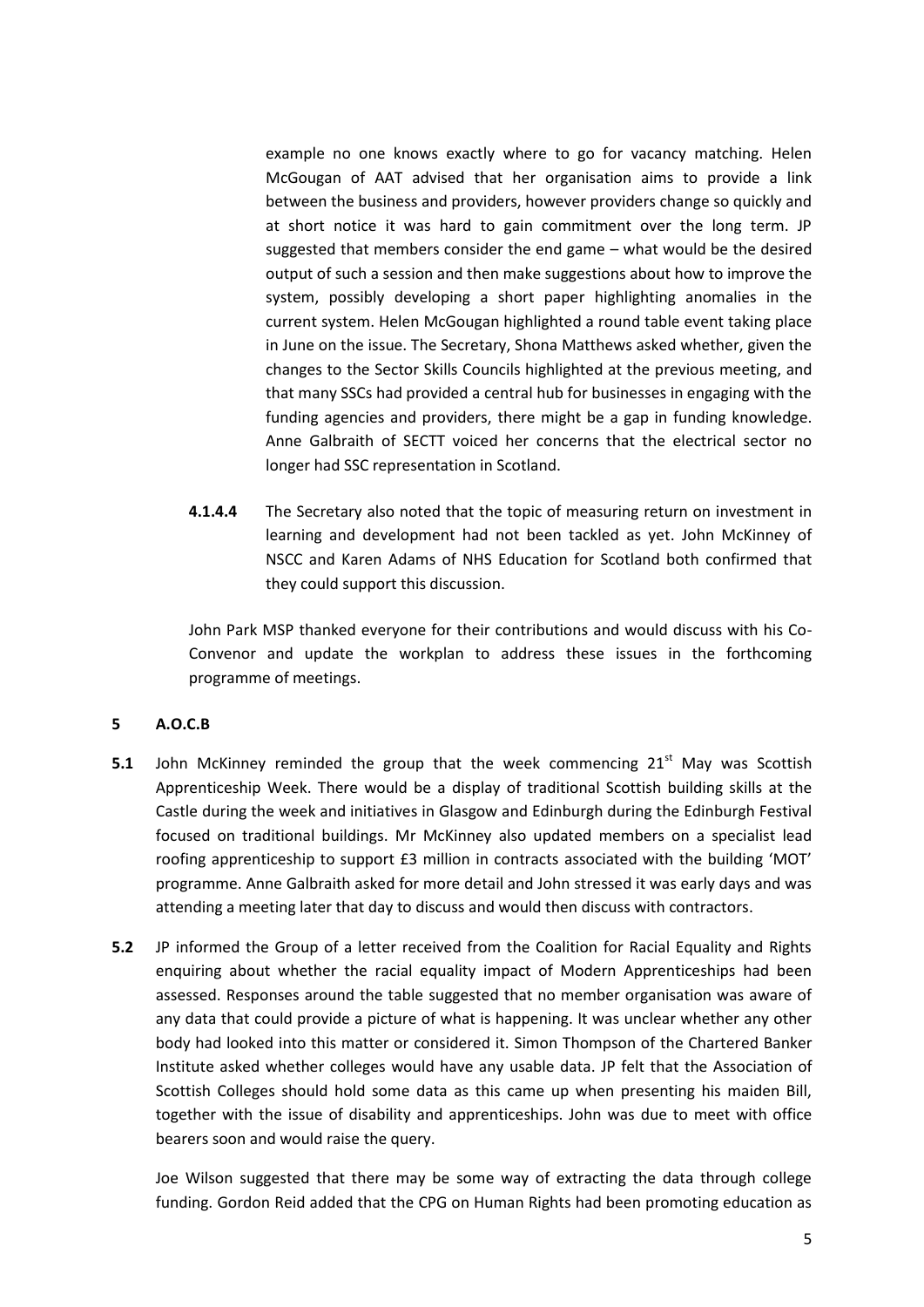example no one knows exactly where to go for vacancy matching. Helen McGougan of AAT advised that her organisation aims to provide a link between the business and providers, however providers change so quickly and at short notice it was hard to gain commitment over the long term. JP suggested that members consider the end game – what would be the desired output of such a session and then make suggestions about how to improve the system, possibly developing a short paper highlighting anomalies in the current system. Helen McGougan highlighted a round table event taking place in June on the issue. The Secretary, Shona Matthews asked whether, given the changes to the Sector Skills Councils highlighted at the previous meeting, and that many SSCs had provided a central hub for businesses in engaging with the funding agencies and providers, there might be a gap in funding knowledge. Anne Galbraith of SECTT voiced her concerns that the electrical sector no longer had SSC representation in Scotland.

**4.1.4.4** The Secretary also noted that the topic of measuring return on investment in learning and development had not been tackled as yet. John McKinney of NSCC and Karen Adams of NHS Education for Scotland both confirmed that they could support this discussion.

John Park MSP thanked everyone for their contributions and would discuss with his Co-Convenor and update the workplan to address these issues in the forthcoming programme of meetings.

## 5 A.O.C.B

**5.1** John McKinney reminded the group that the week commencing 21st May was Scottish Apprenticeship Week. There would be a display of traditional Scottish building skills at the Castle during the week and initiatives in Glasgow and Edinburgh during the Edinburgh Festival focused on traditional buildings. Mr McKinney also updated members on a specialist lead roofing apprenticeship to support £3 million in contracts associated with the building 'MOT' programme. Anne Galbraith asked for more detail and John stressed it was early days and was attending a meeting later that day to discuss and would then discuss with contractors.

**5.2** JP informed the Group of a letter received from the Coalition for Racial Equality and Rights enquiring about whether the racial equality impact of Modern Apprenticeships had been assessed. Responses around the table suggested that no member organisation was aware of any data that could provide a picture of what is happening. It was unclear whether any other body had looked into this matter or considered it. Simon Thompson of the Chartered Banker Institute asked whether colleges would have any usable data. JP felt that the Association of Scottish Colleges should hold some data as this came up when presenting his maiden Bill, together with the issue of disability and apprenticeships. John was due to meet with office bearers soon and would raise the query.

Joe Wilson suggested that there may be some way of extracting the data through college funding. Gordon Reid added that the CPG on Human Rights had been promoting education as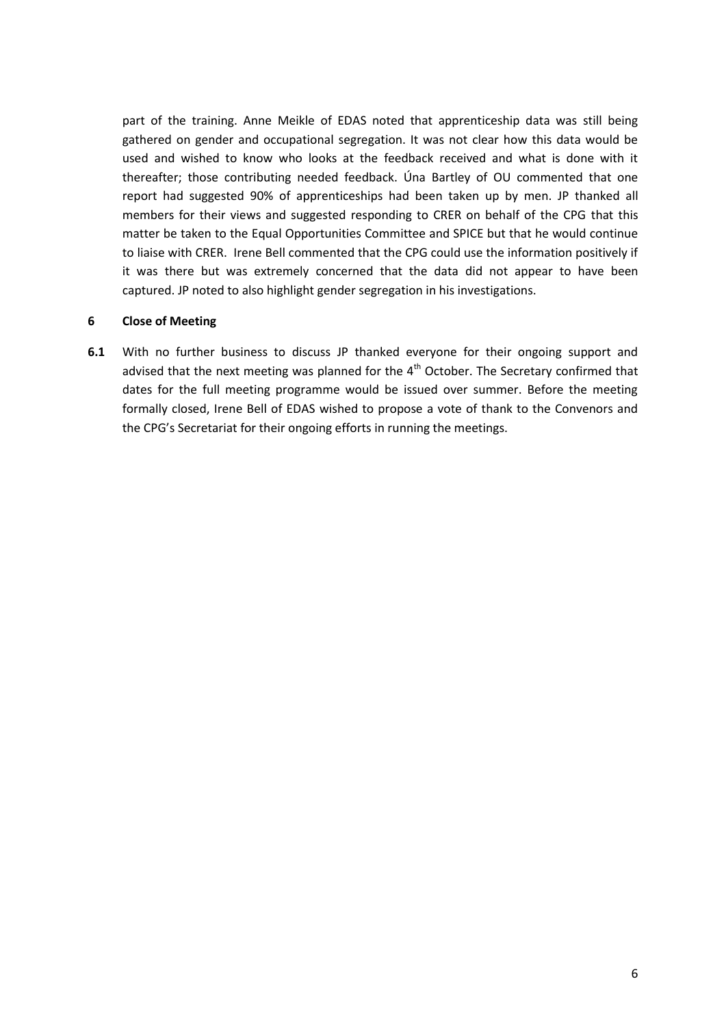part of the training. Anne Meikle of EDAS noted that apprenticeship data was still being gathered on gender and occupational segregation. It was not clear how this data would be used and wished to know who looks at the feedback received and what is done with it thereafter; those contributing needed feedback. Úna Bartley of OU commented that one report had suggested 90% of apprenticeships had been taken up by men. JP thanked all members for their views and suggested responding to CRER on behalf of the CPG that this matter be taken to the Equal Opportunities Committee and SPICE but that he would continue to liaise with CRER. Irene Bell commented that the CPG could use the information positively if it was there but was extremely concerned that the data did not appear to have been captured. JP noted to also highlight gender segregation in his investigations.

**6 Close of Meeting**

**6.1** With no further business to discuss JP thanked everyone for their ongoing support and advised that the next meeting was planned for the 4th October. The Secretary confirmed that dates for the full meeting programme would be issued over summer. Before the meeting formally closed, Irene Bell of EDAS wished to propose a vote of thank to the Convenors and the CPG's Secretariat for their ongoing efforts in running the meetings.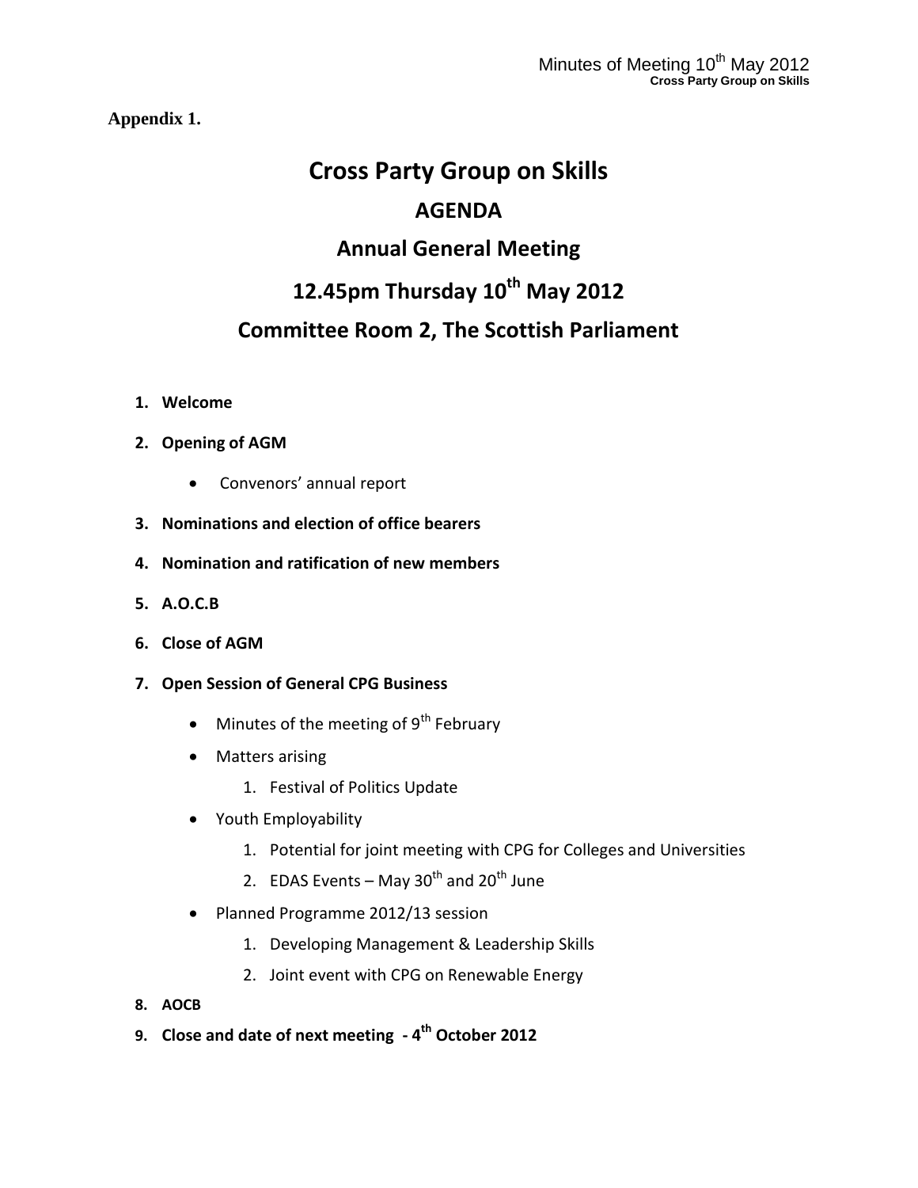**Appendix 1.**

# Cross Party Group on Skills

## AGENDA

## Annual General Meeting

## 12.45pm Thursday 10th May 2012

## Committee Room 2, The Scottish Parliament

1. **Welcome**
2. **Opening of AGM**
   - Convenors' annual report
3. **Nominations and election of office bearers**
4. **Nomination and ratification of new members**
5. **A.O.C.B**
6. **Close of AGM**
7. **Open Session of General CPG Business**
   - Minutes of the meeting of 9th February
   - Matters arising
     1. Festival of Politics Update
   - Youth Employability
     1. Potential for joint meeting with CPG for Colleges and Universities
     2. EDAS Events – May 30th and 20th June
   - Planned Programme 2012/13 session
     1. Developing Management & Leadership Skills
     2. Joint event with CPG on Renewable Energy
8. **AOCB**
9. **Close and date of next meeting - 4th October 2012**